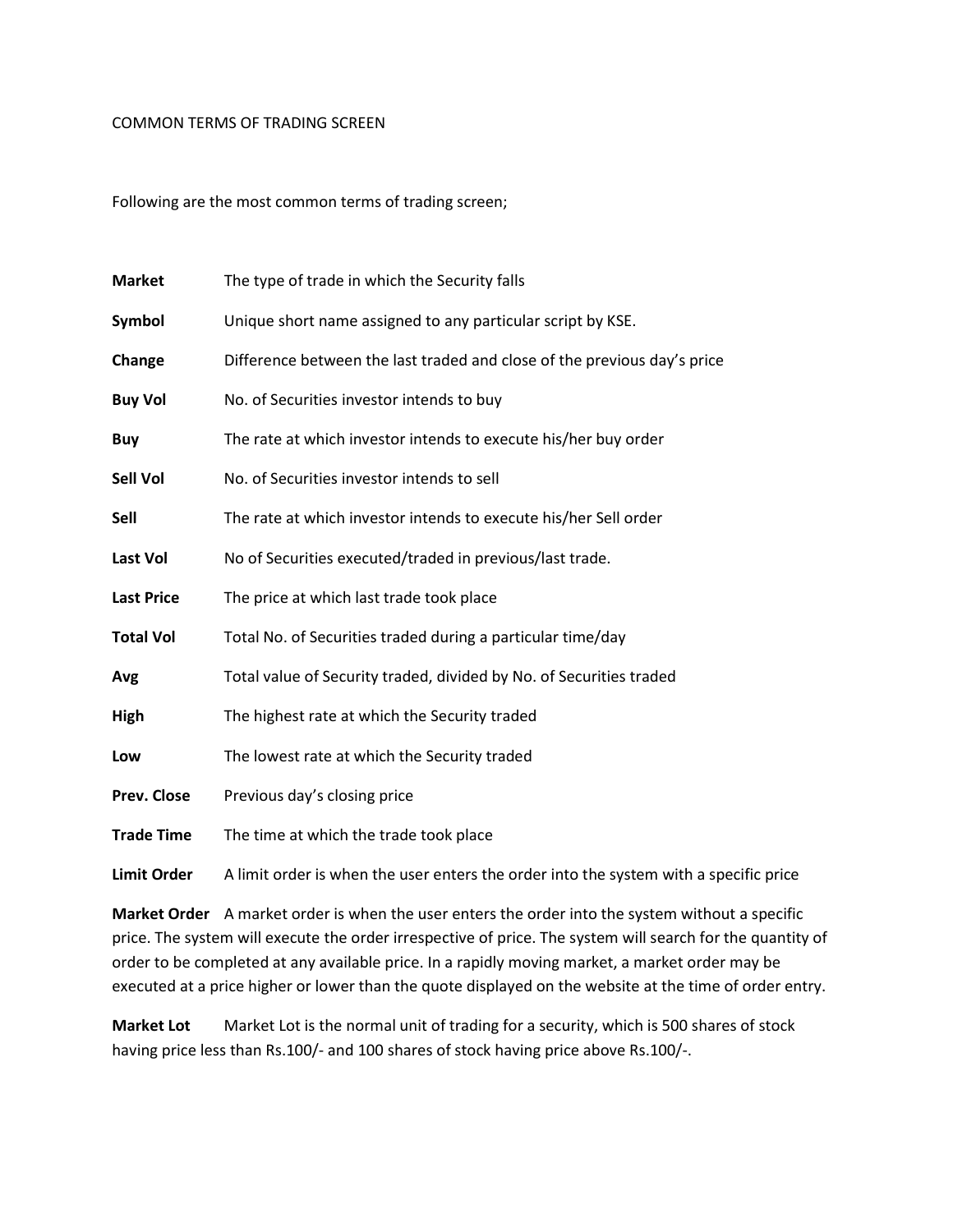# COMMON TERMS OF TRADING SCREEN

Following are the most common terms of trading screen;

| | |
|---|---|
| **Market** | The type of trade in which the Security falls |
| **Symbol** | Unique short name assigned to any particular script by KSE. |
| **Change** | Difference between the last traded and close of the previous day's price |
| **Buy Vol** | No. of Securities investor intends to buy |
| **Buy** | The rate at which investor intends to execute his/her buy order |
| **Sell Vol** | No. of Securities investor intends to sell |
| **Sell** | The rate at which investor intends to execute his/her Sell order |
| **Last Vol** | No of Securities executed/traded in previous/last trade. |
| **Last Price** | The price at which last trade took place |
| **Total Vol** | Total No. of Securities traded during a particular time/day |
| **Avg** | Total value of Security traded, divided by No. of Securities traded |
| **High** | The highest rate at which the Security traded |
| **Low** | The lowest rate at which the Security traded |
| **Prev. Close** | Previous day's closing price |
| **Trade Time** | The time at which the trade took place |
| **Limit Order** | A limit order is when the user enters the order into the system with a specific price |

**Market Order** A market order is when the user enters the order into the system without a specific price. The system will execute the order irrespective of price. The system will search for the quantity of order to be completed at any available price. In a rapidly moving market, a market order may be executed at a price higher or lower than the quote displayed on the website at the time of order entry.

**Market Lot** Market Lot is the normal unit of trading for a security, which is 500 shares of stock having price less than Rs.100/- and 100 shares of stock having price above Rs.100/-.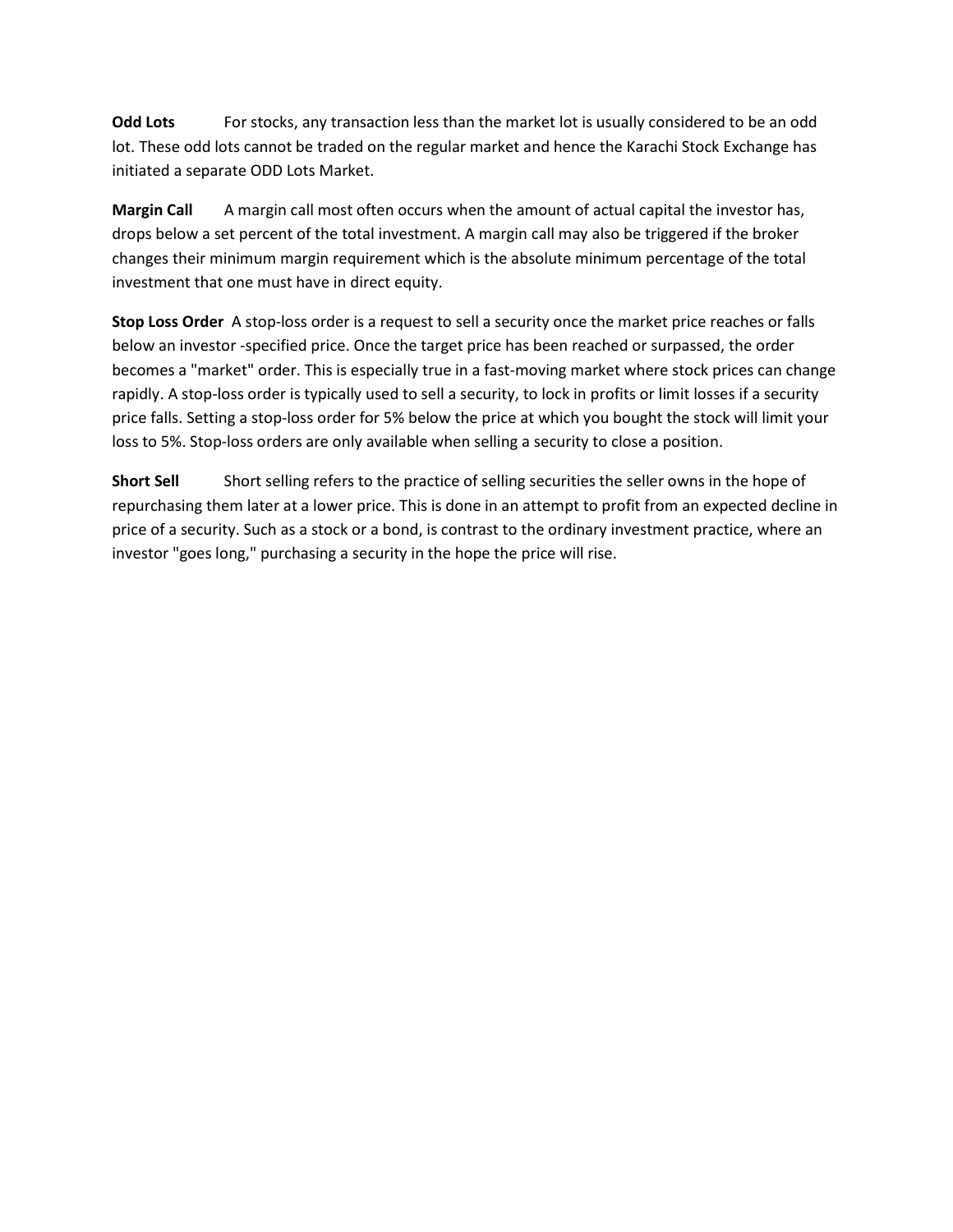**Odd Lots** For stocks, any transaction less than the market lot is usually considered to be an odd lot. These odd lots cannot be traded on the regular market and hence the Karachi Stock Exchange has initiated a separate ODD Lots Market.

**Margin Call** A margin call most often occurs when the amount of actual capital the investor has, drops below a set percent of the total investment. A margin call may also be triggered if the broker changes their minimum margin requirement which is the absolute minimum percentage of the total investment that one must have in direct equity.

**Stop Loss Order** A stop-loss order is a request to sell a security once the market price reaches or falls below an investor -specified price. Once the target price has been reached or surpassed, the order becomes a "market" order. This is especially true in a fast-moving market where stock prices can change rapidly. A stop-loss order is typically used to sell a security, to lock in profits or limit losses if a security price falls. Setting a stop-loss order for 5% below the price at which you bought the stock will limit your loss to 5%. Stop-loss orders are only available when selling a security to close a position.

**Short Sell** Short selling refers to the practice of selling securities the seller owns in the hope of repurchasing them later at a lower price. This is done in an attempt to profit from an expected decline in price of a security. Such as a stock or a bond, is contrast to the ordinary investment practice, where an investor "goes long," purchasing a security in the hope the price will rise.